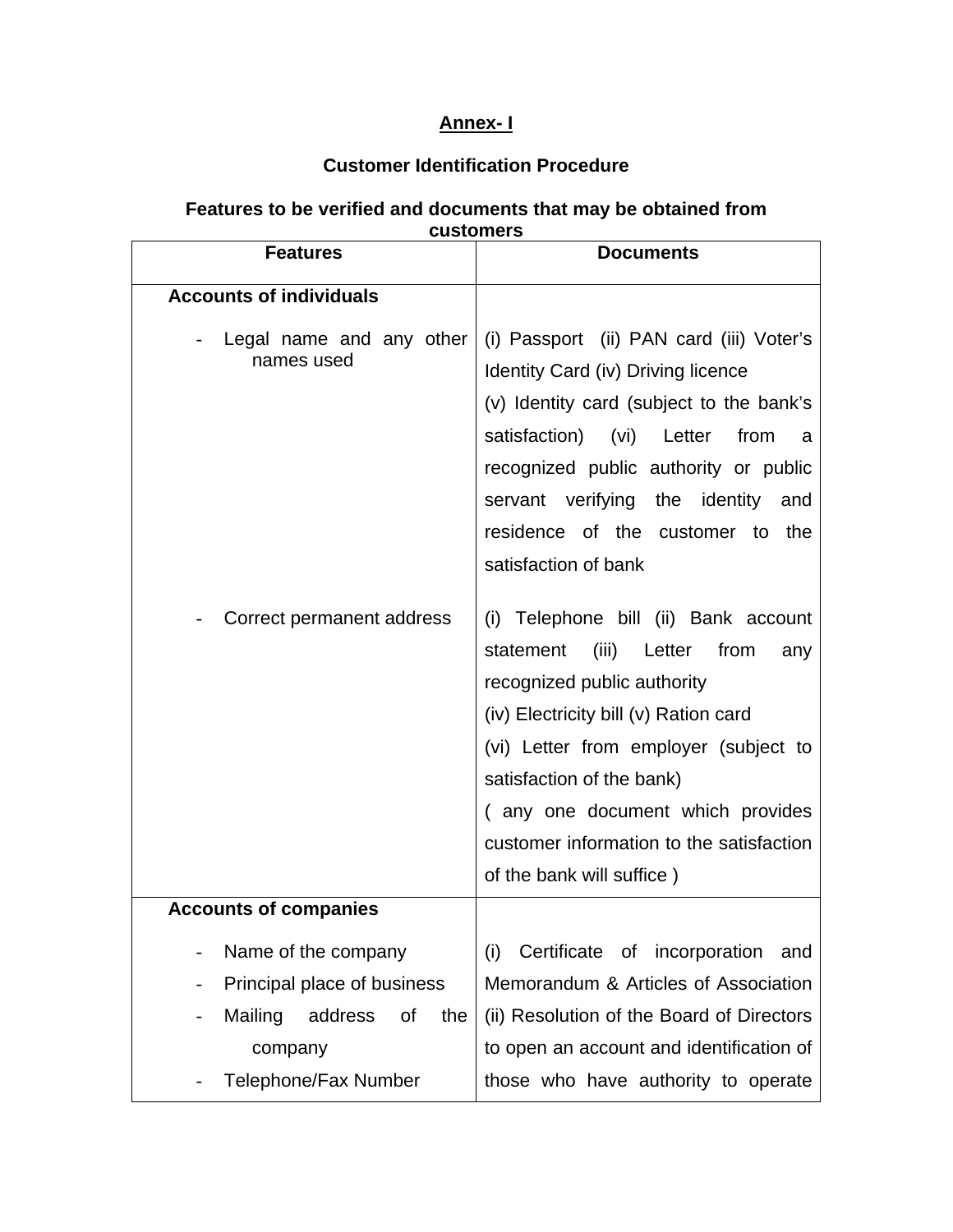**Annex- I**

**Customer Identification Procedure**

**Features to be verified and documents that may be obtained from customers**

| Features | Documents |
| --- | --- |
| **Accounts of individuals** | |
| - Legal name and any other names used | (i) Passport (ii) PAN card (iii) Voter's Identity Card (iv) Driving licence<br>(v) Identity card (subject to the bank's satisfaction) (vi) Letter from a recognized public authority or public servant verifying the identity and residence of the customer to the satisfaction of bank |
| - Correct permanent address | (i) Telephone bill (ii) Bank account statement (iii) Letter from any recognized public authority<br>(iv) Electricity bill (v) Ration card<br>(vi) Letter from employer (subject to satisfaction of the bank)<br>( any one document which provides customer information to the satisfaction of the bank will suffice ) |
| **Accounts of companies** | |
| - Name of the company<br>- Principal place of business<br>- Mailing address of the company<br>- Telephone/Fax Number | (i) Certificate of incorporation and Memorandum & Articles of Association (ii) Resolution of the Board of Directors to open an account and identification of those who have authority to operate |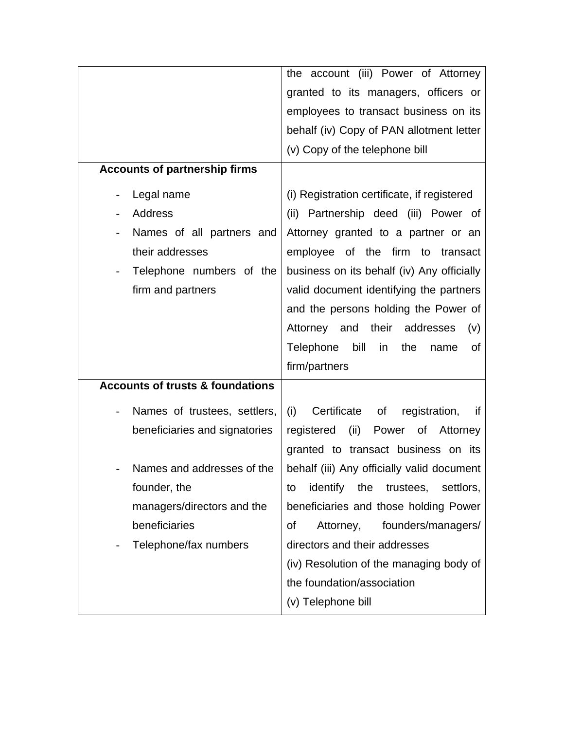| | |
|---|---|
| | the account (iii) Power of Attorney granted to its managers, officers or employees to transact business on its behalf (iv) Copy of PAN allotment letter (v) Copy of the telephone bill |
| **Accounts of partnership firms**<br>- Legal name<br>- Address<br>- Names of all partners and their addresses<br>- Telephone numbers of the firm and partners | (i) Registration certificate, if registered (ii) Partnership deed (iii) Power of Attorney granted to a partner or an employee of the firm to transact business on its behalf (iv) Any officially valid document identifying the partners and the persons holding the Power of Attorney and their addresses (v) Telephone bill in the name of firm/partners |
| **Accounts of trusts & foundations**<br>- Names of trustees, settlers, beneficiaries and signatories<br>- Names and addresses of the founder, the managers/directors and the beneficiaries<br>- Telephone/fax numbers | (i) Certificate of registration, if registered (ii) Power of Attorney granted to transact business on its behalf (iii) Any officially valid document to identify the trustees, settlors, beneficiaries and those holding Power of Attorney, founders/managers/ directors and their addresses<br>(iv) Resolution of the managing body of the foundation/association<br>(v) Telephone bill |